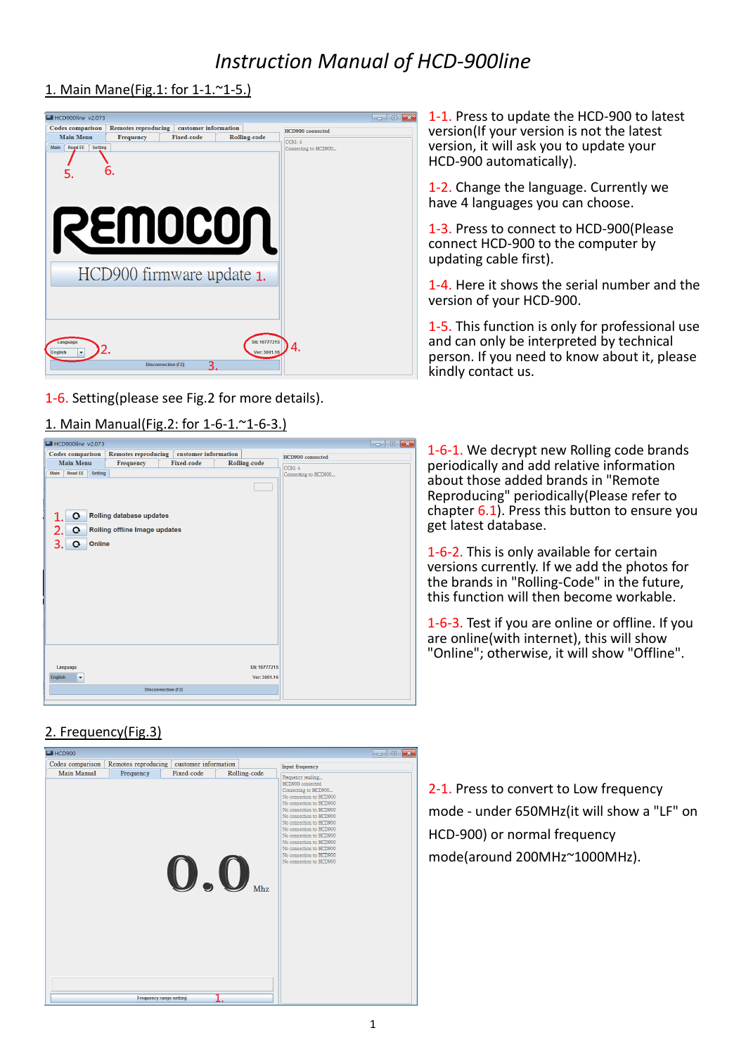# Instruction Manual of HCD-900line

## 1. Main Mane(Fig.1: for 1-1.~1-5.)

1-1. Press to update the HCD-900 to latest version(If your version is not the latest version, it will ask you to update your HCD-900 automatically).

1-2. Change the language. Currently we have 4 languages you can choose.

1-3. Press to connect to HCD-900(Please connect HCD-900 to the computer by updating cable first).

1-4. Here it shows the serial number and the version of your HCD-900.

1-5. This function is only for professional use and can only be interpreted by technical person. If you need to know about it, please kindly contact us.

1-6. Setting(please see Fig.2 for more details).

## 1. Main Manual(Fig.2: for 1-6-1.~1-6-3.)

1-6-1. We decrypt new Rolling code brands periodically and add relative information about those added brands in "Remote Reproducing" periodically(Please refer to chapter 6.1). Press this button to ensure you get latest database.

1-6-2. This is only available for certain versions currently. If we add the photos for the brands in "Rolling-Code" in the future, this function will then become workable.

1-6-3. Test if you are online or offline. If you are online(with internet), this will show "Online"; otherwise, it will show "Offline".

## 2. Frequency(Fig.3)

2-1. Press to convert to Low frequency mode - under 650MHz(it will show a "LF" on HCD-900) or normal frequency mode(around 200MHz~1000MHz).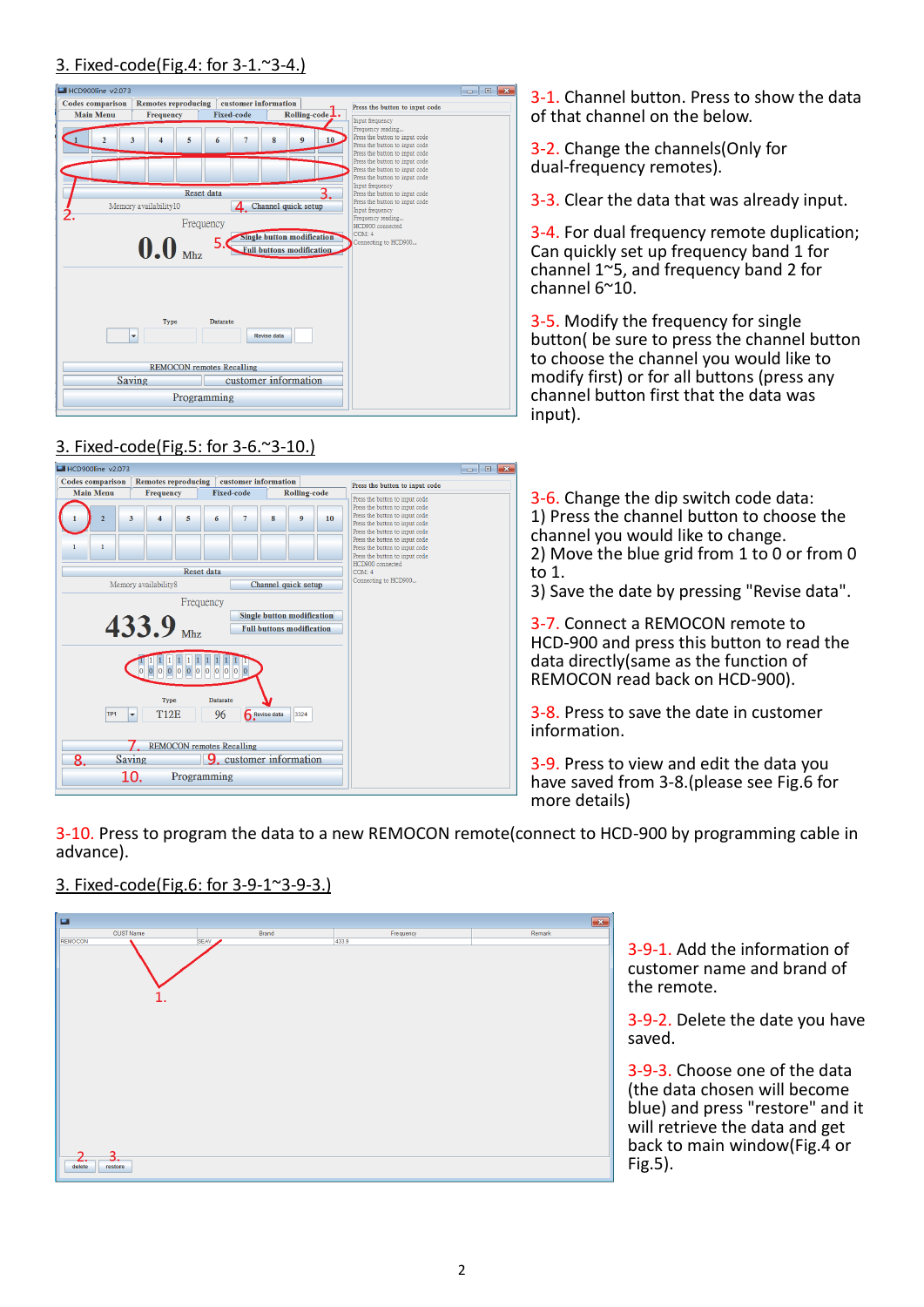3. Fixed-code(Fig.4: for 3-1.~3-4.)

3-1. Channel button. Press to show the data of that channel on the below.

3-2. Change the channels(Only for dual-frequency remotes).

3-3. Clear the data that was already input.

3-4. For dual frequency remote duplication; Can quickly set up frequency band 1 for channel 1~5, and frequency band 2 for channel 6~10.

3-5. Modify the frequency for single button( be sure to press the channel button to choose the channel you would like to modify first) or for all buttons (press any channel button first that the data was input).

3. Fixed-code(Fig.5: for 3-6.~3-10.)

3-6. Change the dip switch code data:
1) Press the channel button to choose the channel you would like to change.
2) Move the blue grid from 1 to 0 or from 0 to 1.
3) Save the date by pressing "Revise data".

3-7. Connect a REMOCON remote to HCD-900 and press this button to read the data directly(same as the function of REMOCON read back on HCD-900).

3-8. Press to save the date in customer information.

3-9. Press to view and edit the data you have saved from 3-8.(please see Fig.6 for more details)

3-10. Press to program the data to a new REMOCON remote(connect to HCD-900 by programming cable in advance).

3. Fixed-code(Fig.6: for 3-9-1~3-9-3.)

3-9-1. Add the information of customer name and brand of the remote.

3-9-2. Delete the date you have saved.

3-9-3. Choose one of the data (the data chosen will become blue) and press "restore" and it will retrieve the data and get back to main window(Fig.4 or Fig.5).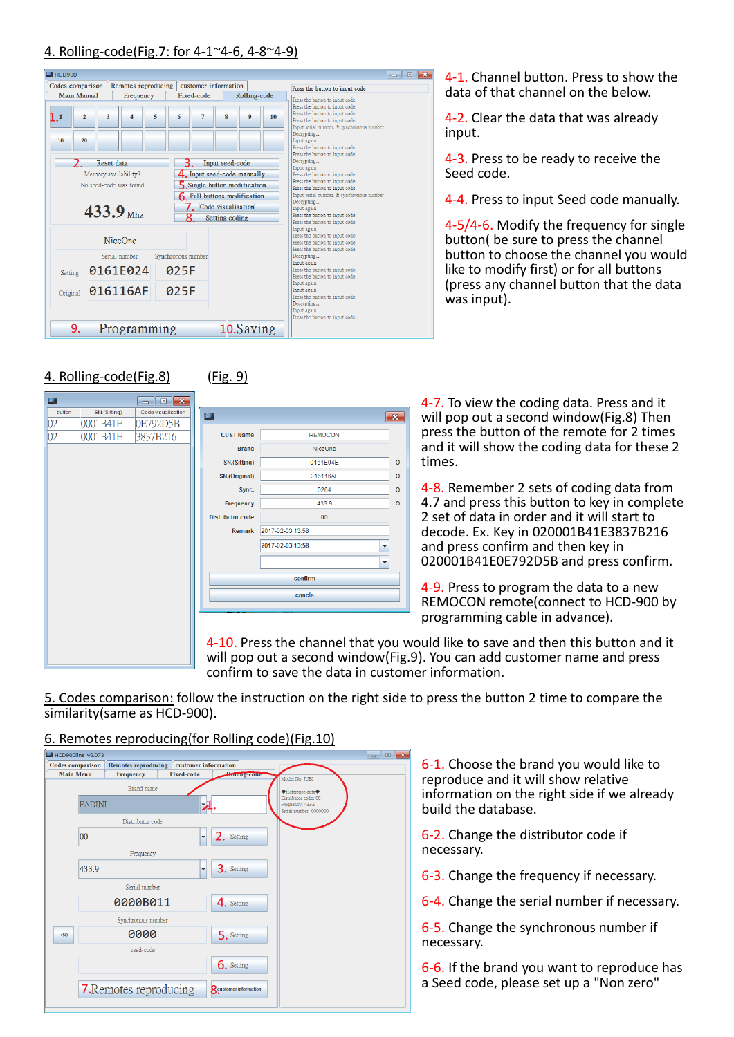## 4. Rolling-code(Fig.7: for 4-1~4-6, 4-8~4-9)

4-1. Channel button. Press to show the data of that channel on the below.

4-2. Clear the data that was already input.

4-3. Press to be ready to receive the Seed code.

4-4. Press to input Seed code manually.

4-5/4-6. Modify the frequency for single button( be sure to press the channel button to choose the channel you would like to modify first) or for all buttons (press any channel button that the data was input).

## 4. Rolling-code(Fig.8) (Fig. 9)

4-7. To view the coding data. Press and it will pop out a second window(Fig.8) Then press the button of the remote for 2 times and it will show the coding data for these 2 times.

4-8. Remember 2 sets of coding data from 4.7 and press this button to key in complete 2 set of data in order and it will start to decode. Ex. Key in 020001B41E3837B216 and press confirm and then key in 020001B41E0E792D5B and press confirm.

4-9. Press to program the data to a new REMOCON remote(connect to HCD-900 by programming cable in advance).

4-10. Press the channel that you would like to save and then this button and it will pop out a second window(Fig.9). You can add customer name and press confirm to save the data in customer information.

5. Codes comparison: follow the instruction on the right side to press the button 2 time to compare the similarity(same as HCD-900).

## 6. Remotes reproducing(for Rolling code)(Fig.10)

6-1. Choose the brand you would like to reproduce and it will show relative information on the right side if we already build the database.

6-2. Change the distributor code if necessary.

6-3. Change the frequency if necessary.

6-4. Change the serial number if necessary.

6-5. Change the synchronous number if necessary.

6-6. If the brand you want to reproduce has a Seed code, please set up a "Non zero"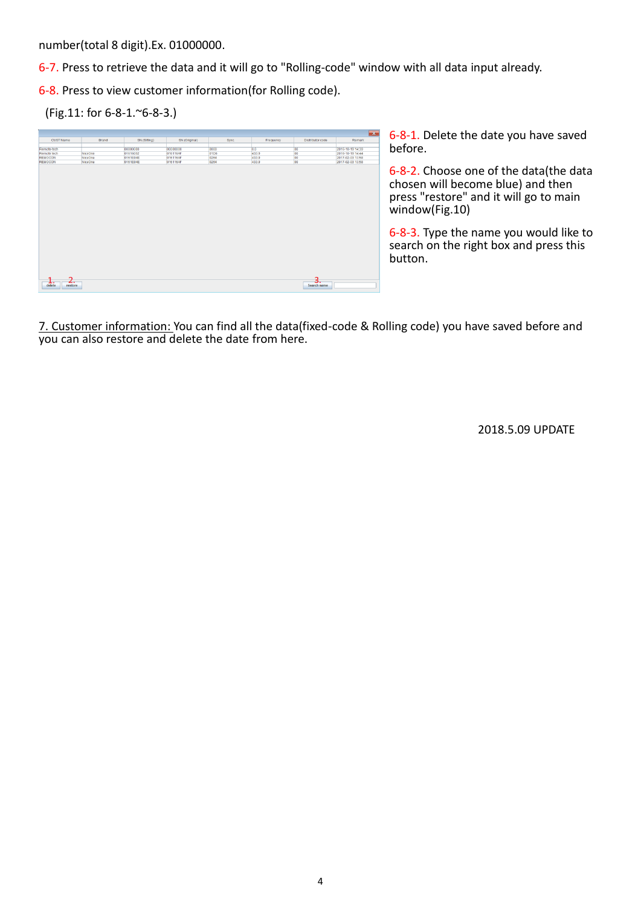number(total 8 digit).Ex. 01000000.

6-7. Press to retrieve the data and it will go to "Rolling-code" window with all data input already.

6-8. Press to view customer information(for Rolling code).

(Fig.11: for 6-8-1.~6-8-3.)

6-8-1. Delete the date you have saved before.

6-8-2. Choose one of the data(the data chosen will become blue) and then press "restore" and it will go to main window(Fig.10)

6-8-3. Type the name you would like to search on the right box and press this button.

7. Customer information: You can find all the data(fixed-code & Rolling code) you have saved before and you can also restore and delete the date from here.

2018.5.09 UPDATE